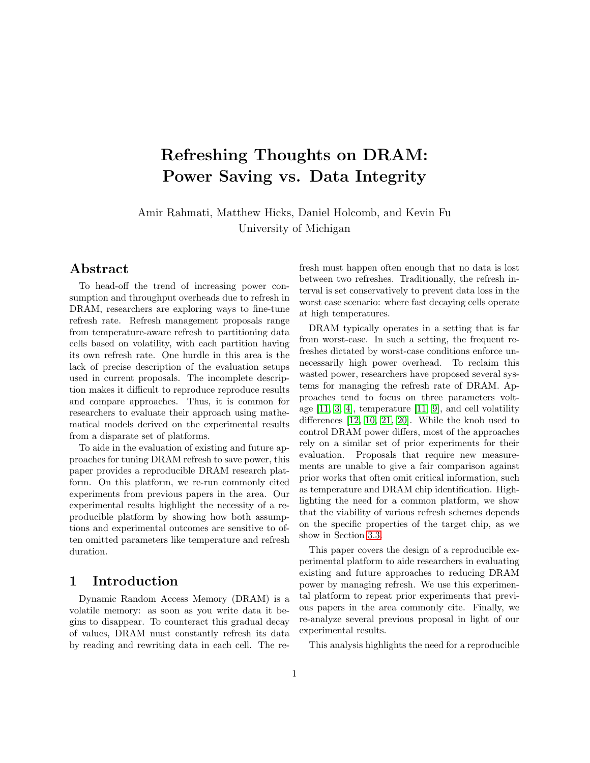# Refreshing Thoughts on DRAM: Power Saving vs. Data Integrity

Amir Rahmati, Matthew Hicks, Daniel Holcomb, and Kevin Fu
University of Michigan

## Abstract

To head-off the trend of increasing power consumption and throughput overheads due to refresh in DRAM, researchers are exploring ways to fine-tune refresh rate. Refresh management proposals range from temperature-aware refresh to partitioning data cells based on volatility, with each partition having its own refresh rate. One hurdle in this area is the lack of precise description of the evaluation setups used in current proposals. The incomplete description makes it difficult to reproduce reproduce results and compare approaches. Thus, it is common for researchers to evaluate their approach using mathematical models derived on the experimental results from a disparate set of platforms.

To aide in the evaluation of existing and future approaches for tuning DRAM refresh to save power, this paper provides a reproducible DRAM research platform. On this platform, we re-run commonly cited experiments from previous papers in the area. Our experimental results highlight the necessity of a reproducible platform by showing how both assumptions and experimental outcomes are sensitive to often omitted parameters like temperature and refresh duration.

## 1 Introduction

Dynamic Random Access Memory (DRAM) is a volatile memory: as soon as you write data it begins to disappear. To counteract this gradual decay of values, DRAM must constantly refresh its data by reading and rewriting data in each cell. The refresh must happen often enough that no data is lost between two refreshes. Traditionally, the refresh interval is set conservatively to prevent data loss in the worst case scenario: where fast decaying cells operate at high temperatures.

DRAM typically operates in a setting that is far from worst-case. In such a setting, the frequent refreshes dictated by worst-case conditions enforce unnecessarily high power overhead. To reclaim this wasted power, researchers have proposed several systems for managing the refresh rate of DRAM. Approaches tend to focus on three parameters voltage [11, 3, 4], temperature [11, 9], and cell volatility differences [12, 10, 21, 20]. While the knob used to control DRAM power differs, most of the approaches rely on a similar set of prior experiments for their evaluation. Proposals that require new measurements are unable to give a fair comparison against prior works that often omit critical information, such as temperature and DRAM chip identification. Highlighting the need for a common platform, we show that the viability of various refresh schemes depends on the specific properties of the target chip, as we show in Section 3.3.

This paper covers the design of a reproducible experimental platform to aide researchers in evaluating existing and future approaches to reducing DRAM power by managing refresh. We use this experimental platform to repeat prior experiments that previous papers in the area commonly cite. Finally, we re-analyze several previous proposal in light of our experimental results.

This analysis highlights the need for a reproducible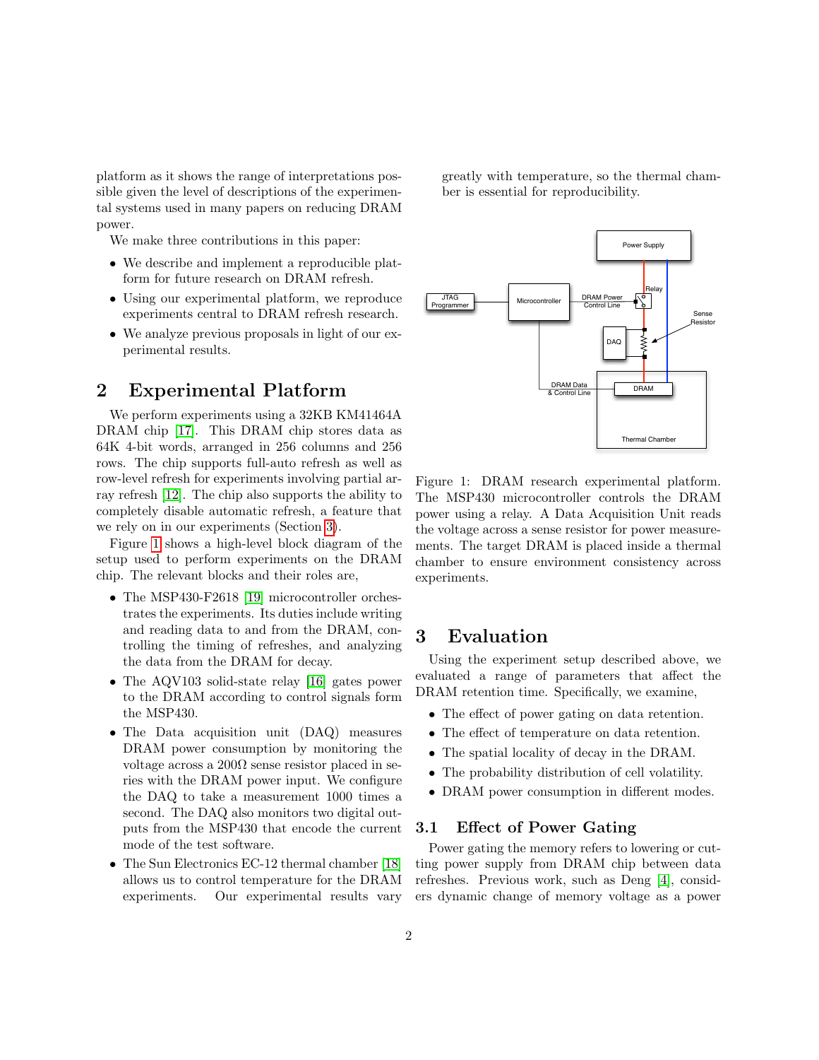platform as it shows the range of interpretations possible given the level of descriptions of the experimental systems used in many papers on reducing DRAM power.

We make three contributions in this paper:

- We describe and implement a reproducible platform for future research on DRAM refresh.
- Using our experimental platform, we reproduce experiments central to DRAM refresh research.
- We analyze previous proposals in light of our experimental results.

## 2 Experimental Platform

We perform experiments using a 32KB KM41464A DRAM chip [17]. This DRAM chip stores data as 64K 4-bit words, arranged in 256 columns and 256 rows. The chip supports full-auto refresh as well as row-level refresh for experiments involving partial array refresh [12]. The chip also supports the ability to completely disable automatic refresh, a feature that we rely on in our experiments (Section 3).

Figure 1 shows a high-level block diagram of the setup used to perform experiments on the DRAM chip. The relevant blocks and their roles are,

- The MSP430-F2618 [19] microcontroller orchestrates the experiments. Its duties include writing and reading data to and from the DRAM, controlling the timing of refreshes, and analyzing the data from the DRAM for decay.
- The AQV103 solid-state relay [16] gates power to the DRAM according to control signals form the MSP430.
- The Data acquisition unit (DAQ) measures DRAM power consumption by monitoring the voltage across a 200Ω sense resistor placed in series with the DRAM power input. We configure the DAQ to take a measurement 1000 times a second. The DAQ also monitors two digital outputs from the MSP430 that encode the current mode of the test software.
- The Sun Electronics EC-12 thermal chamber [18] allows us to control temperature for the DRAM experiments. Our experimental results vary greatly with temperature, so the thermal chamber is essential for reproducibility.

Figure 1: DRAM research experimental platform. The MSP430 microcontroller controls the DRAM power using a relay. A Data Acquisition Unit reads the voltage across a sense resistor for power measurements. The target DRAM is placed inside a thermal chamber to ensure environment consistency across experiments.

## 3 Evaluation

Using the experiment setup described above, we evaluated a range of parameters that affect the DRAM retention time. Specifically, we examine,

- The effect of power gating on data retention.
- The effect of temperature on data retention.
- The spatial locality of decay in the DRAM.
- The probability distribution of cell volatility.
- DRAM power consumption in different modes.

### 3.1 Effect of Power Gating

Power gating the memory refers to lowering or cutting power supply from DRAM chip between data refreshes. Previous work, such as Deng [4], considers dynamic change of memory voltage as a power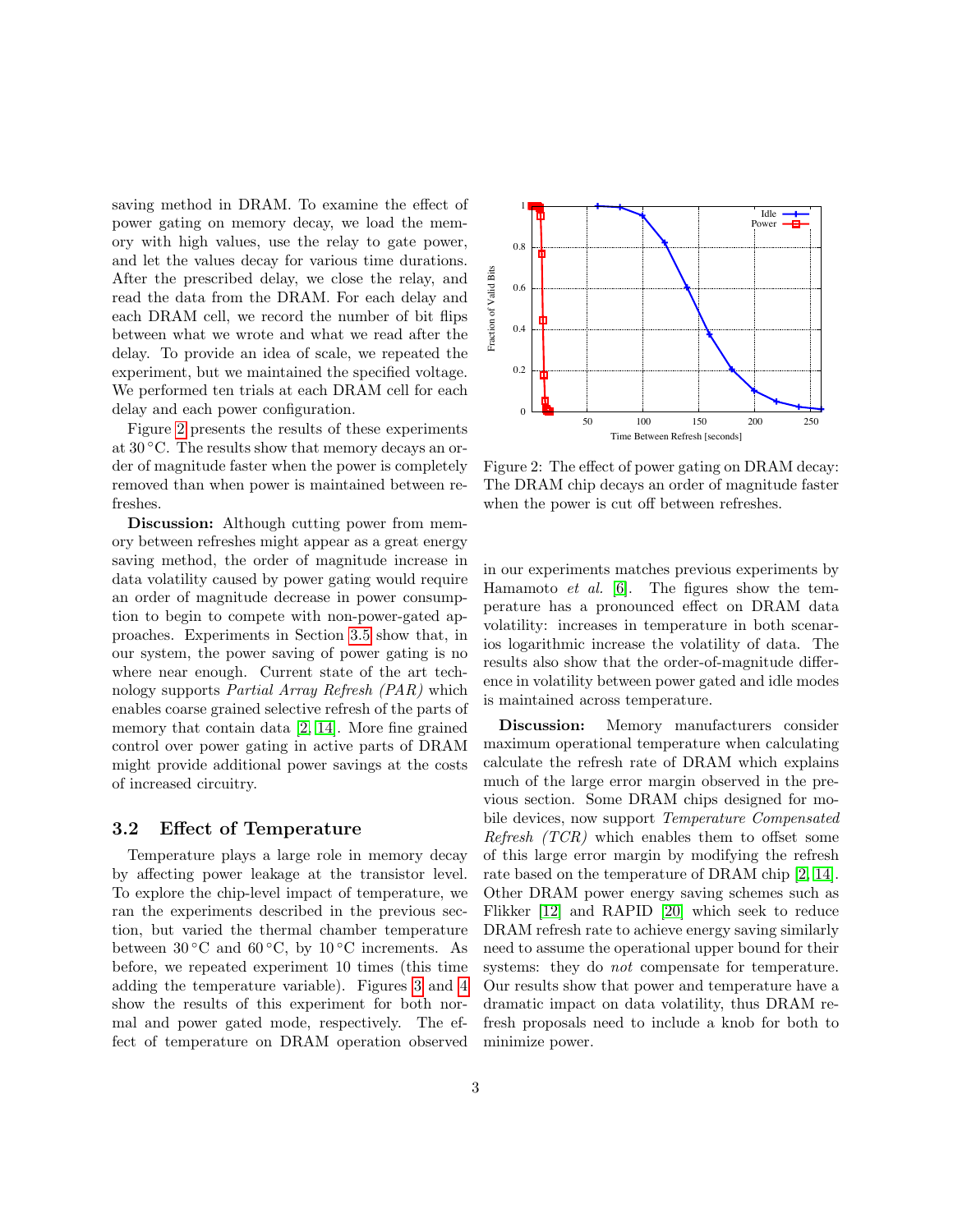saving method in DRAM. To examine the effect of power gating on memory decay, we load the memory with high values, use the relay to gate power, and let the values decay for various time durations. After the prescribed delay, we close the relay, and read the data from the DRAM. For each delay and each DRAM cell, we record the number of bit flips between what we wrote and what we read after the delay. To provide an idea of scale, we repeated the experiment, but we maintained the specified voltage. We performed ten trials at each DRAM cell for each delay and each power configuration.

Figure 2 presents the results of these experiments at 30 °C. The results show that memory decays an order of magnitude faster when the power is completely removed than when power is maintained between refreshes.

**Discussion:** Although cutting power from memory between refreshes might appear as a great energy saving method, the order of magnitude increase in data volatility caused by power gating would require an order of magnitude decrease in power consumption to begin to compete with non-power-gated approaches. Experiments in Section 3.5 show that, in our system, the power saving of power gating is no where near enough. Current state of the art technology supports *Partial Array Refresh (PAR)* which enables coarse grained selective refresh of the parts of memory that contain data [2, 14]. More fine grained control over power gating in active parts of DRAM might provide additional power savings at the costs of increased circuitry.

Figure 2: The effect of power gating on DRAM decay: The DRAM chip decays an order of magnitude faster when the power is cut off between refreshes.

## 3.2 Effect of Temperature

Temperature plays a large role in memory decay by affecting power leakage at the transistor level. To explore the chip-level impact of temperature, we ran the experiments described in the previous section, but varied the thermal chamber temperature between 30 °C and 60 °C, by 10 °C increments. As before, we repeated experiment 10 times (this time adding the temperature variable). Figures 3 and 4 show the results of this experiment for both normal and power gated mode, respectively. The effect of temperature on DRAM operation observed in our experiments matches previous experiments by Hamamoto *et al.* [6]. The figures show the temperature has a pronounced effect on DRAM data volatility: increases in temperature in both scenarios logarithmic increase the volatility of data. The results also show that the order-of-magnitude difference in volatility between power gated and idle modes is maintained across temperature.

**Discussion:** Memory manufacturers consider maximum operational temperature when calculating calculate the refresh rate of DRAM which explains much of the large error margin observed in the previous section. Some DRAM chips designed for mobile devices, now support *Temperature Compensated Refresh (TCR)* which enables them to offset some of this large error margin by modifying the refresh rate based on the temperature of DRAM chip [2, 14]. Other DRAM power energy saving schemes such as Flikker [12] and RAPID [20] which seek to reduce DRAM refresh rate to achieve energy saving similarly need to assume the operational upper bound for their systems: they do *not* compensate for temperature. Our results show that power and temperature have a dramatic impact on data volatility, thus DRAM refresh proposals need to include a knob for both to minimize power.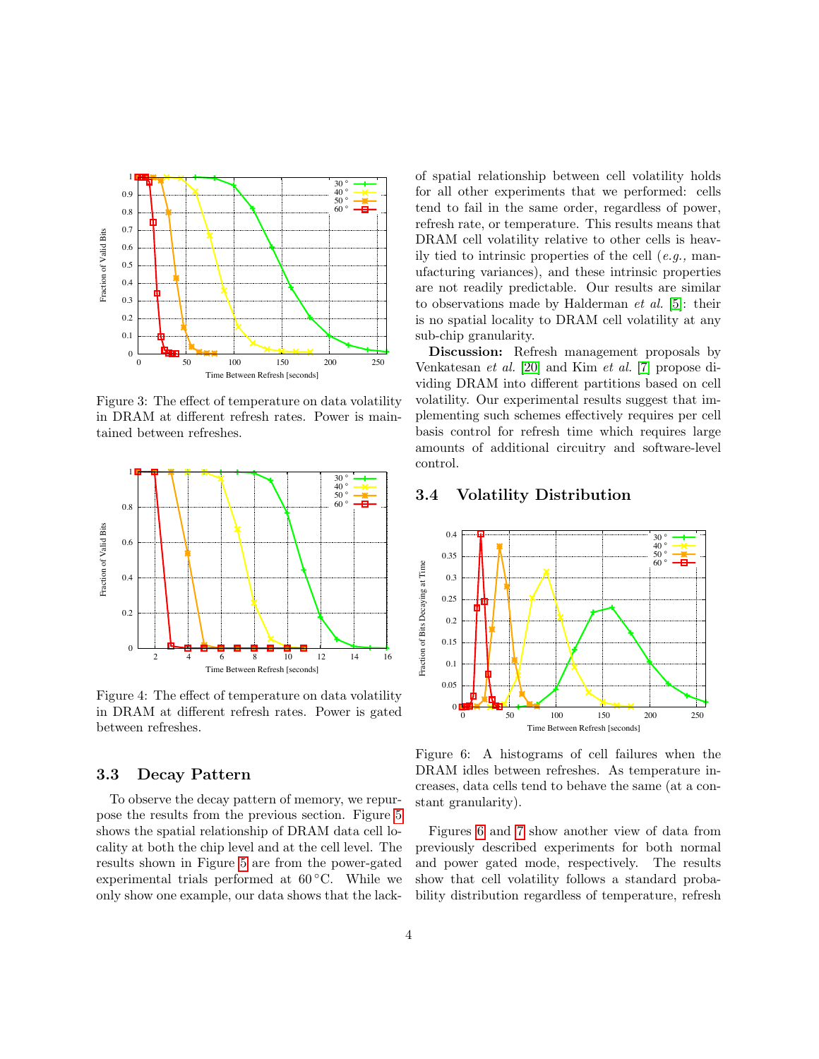Figure 3: The effect of temperature on data volatility in DRAM at different refresh rates. Power is maintained between refreshes.

Figure 4: The effect of temperature on data volatility in DRAM at different refresh rates. Power is gated between refreshes.

### 3.3 Decay Pattern

To observe the decay pattern of memory, we repurpose the results from the previous section. Figure 5 shows the spatial relationship of DRAM data cell locality at both the chip level and at the cell level. The results shown in Figure 5 are from the power-gated experimental trials performed at 60 °C. While we only show one example, our data shows that the lack of spatial relationship between cell volatility holds for all other experiments that we performed: cells tend to fail in the same order, regardless of power, refresh rate, or temperature. This results means that DRAM cell volatility relative to other cells is heavily tied to intrinsic properties of the cell (*e.g.,* manufacturing variances), and these intrinsic properties are not readily predictable. Our results are similar to observations made by Halderman *et al.* [5]: their is no spatial locality to DRAM cell volatility at any sub-chip granularity.

**Discussion:** Refresh management proposals by Venkatesan *et al.* [20] and Kim *et al.* [7] propose dividing DRAM into different partitions based on cell volatility. Our experimental results suggest that implementing such schemes effectively requires per cell basis control for refresh time which requires large amounts of additional circuitry and software-level control.

### 3.4 Volatility Distribution

Figure 6: A histograms of cell failures when the DRAM idles between refreshes. As temperature increases, data cells tend to behave the same (at a constant granularity).

Figures 6 and 7 show another view of data from previously described experiments for both normal and power gated mode, respectively. The results show that cell volatility follows a standard probability distribution regardless of temperature, refresh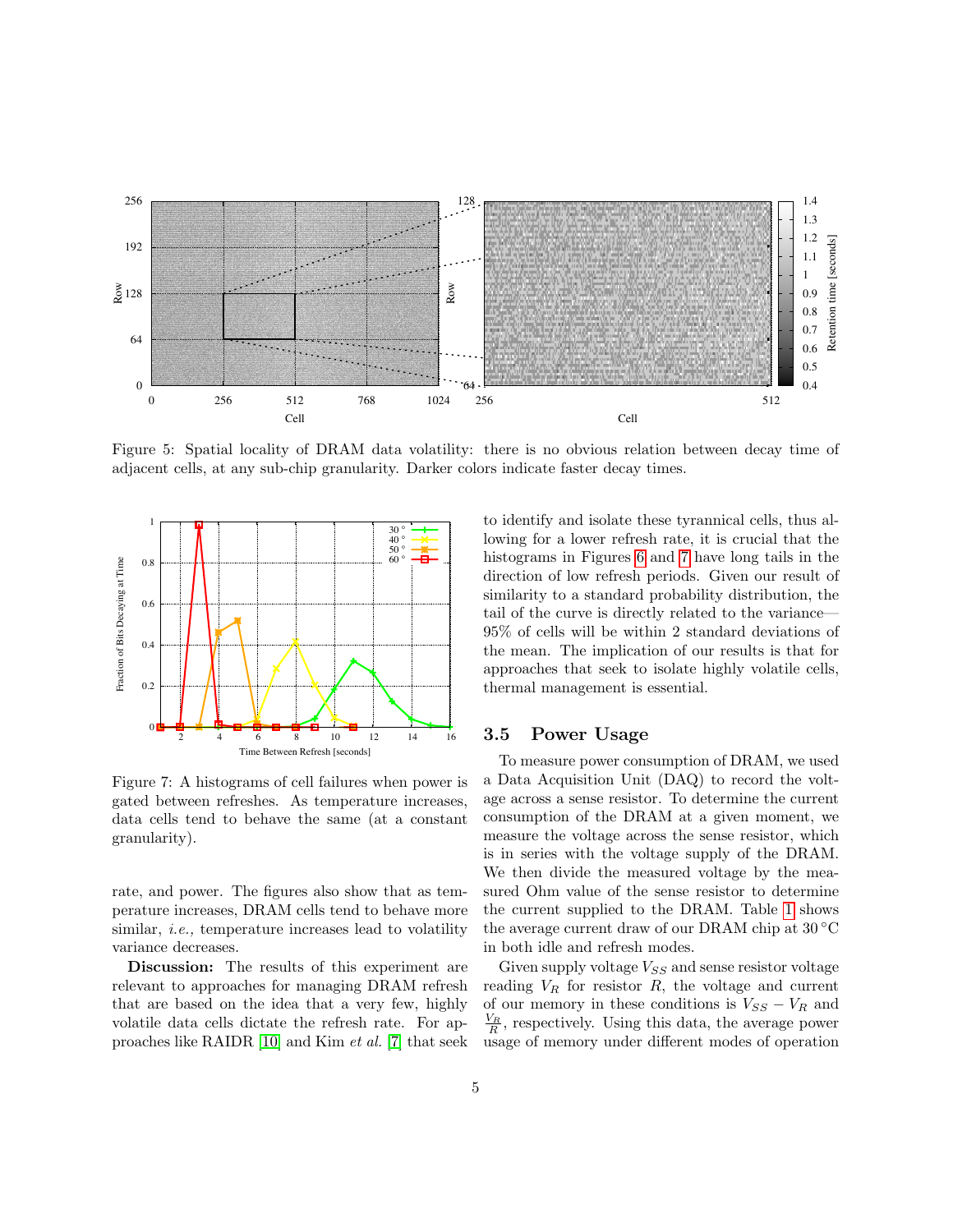Figure 5: Spatial locality of DRAM data volatility: there is no obvious relation between decay time of adjacent cells, at any sub-chip granularity. Darker colors indicate faster decay times.

Figure 7: A histograms of cell failures when power is gated between refreshes. As temperature increases, data cells tend to behave the same (at a constant granularity).

rate, and power. The figures also show that as temperature increases, DRAM cells tend to behave more similar, *i.e.,* temperature increases lead to volatility variance decreases.

**Discussion:** The results of this experiment are relevant to approaches for managing DRAM refresh that are based on the idea that a very few, highly volatile data cells dictate the refresh rate. For approaches like RAIDR [10] and Kim *et al.* [7] that seek to identify and isolate these tyrannical cells, thus allowing for a lower refresh rate, it is crucial that the histograms in Figures 6 and 7 have long tails in the direction of low refresh periods. Given our result of similarity to a standard probability distribution, the tail of the curve is directly related to the variance—95% of cells will be within 2 standard deviations of the mean. The implication of our results is that for approaches that seek to isolate highly volatile cells, thermal management is essential.

## 3.5 Power Usage

To measure power consumption of DRAM, we used a Data Acquisition Unit (DAQ) to record the voltage across a sense resistor. To determine the current consumption of the DRAM at a given moment, we measure the voltage across the sense resistor, which is in series with the voltage supply of the DRAM. We then divide the measured voltage by the measured Ohm value of the sense resistor to determine the current supplied to the DRAM. Table 1 shows the average current draw of our DRAM chip at 30 °C in both idle and refresh modes.

Given supply voltage $V_{SS}$ and sense resistor voltage reading $V_R$ for resistor $R$, the voltage and current of our memory in these conditions is $V_{SS} - V_R$ and $\frac{V_R}{R}$, respectively. Using this data, the average power usage of memory under different modes of operation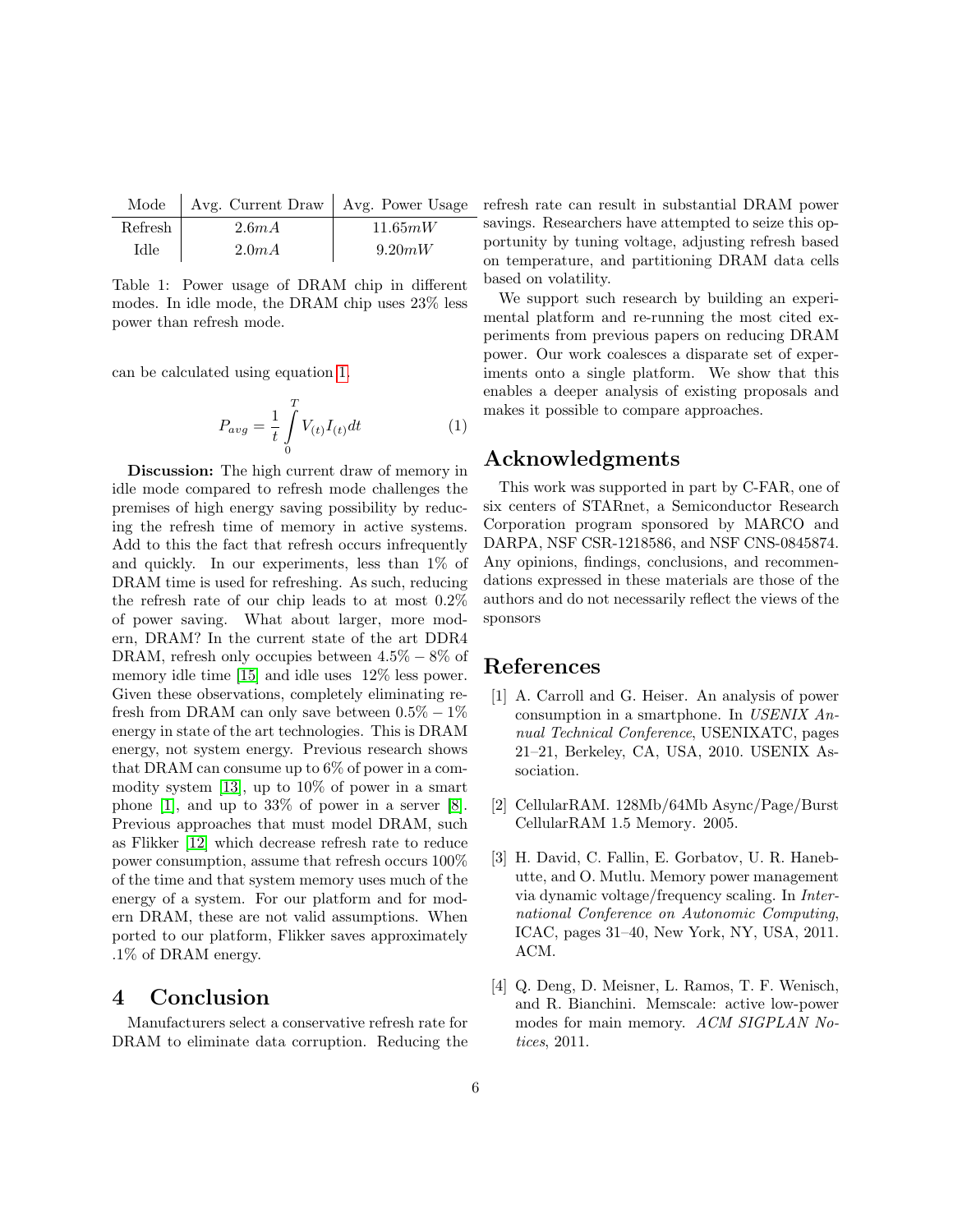| Mode | Avg. Current Draw | Avg. Power Usage |
|---|---|---|
| Refresh | $2.6mA$ | $11.65mW$ |
| Idle | $2.0mA$ | $9.20mW$ |

Table 1: Power usage of DRAM chip in different modes. In idle mode, the DRAM chip uses 23% less power than refresh mode.

can be calculated using equation 1.

$$P_{avg} = \frac{1}{t} \int_{0}^{T} V_{(t)} I_{(t)} dt \tag{1}$$

**Discussion:** The high current draw of memory in idle mode compared to refresh mode challenges the premises of high energy saving possibility by reducing the refresh time of memory in active systems. Add to this the fact that refresh occurs infrequently and quickly. In our experiments, less than 1% of DRAM time is used for refreshing. As such, reducing the refresh rate of our chip leads to at most 0.2% of power saving. What about larger, more modern, DRAM? In the current state of the art DDR4 DRAM, refresh only occupies between $4.5\% - 8\%$ of memory idle time [15] and idle uses 12% less power. Given these observations, completely eliminating refresh from DRAM can only save between $0.5\% - 1\%$ energy in state of the art technologies. This is DRAM energy, not system energy. Previous research shows that DRAM can consume up to 6% of power in a commodity system [13], up to 10% of power in a smart phone [1], and up to 33% of power in a server [8]. Previous approaches that must model DRAM, such as Flikker [12] which decrease refresh rate to reduce power consumption, assume that refresh occurs 100% of the time and that system memory uses much of the energy of a system. For our platform and for modern DRAM, these are not valid assumptions. When ported to our platform, Flikker saves approximately .1% of DRAM energy.

# 4 Conclusion

Manufacturers select a conservative refresh rate for DRAM to eliminate data corruption. Reducing the refresh rate can result in substantial DRAM power savings. Researchers have attempted to seize this opportunity by tuning voltage, adjusting refresh based on temperature, and partitioning DRAM data cells based on volatility.

We support such research by building an experimental platform and re-running the most cited experiments from previous papers on reducing DRAM power. Our work coalesces a disparate set of experiments onto a single platform. We show that this enables a deeper analysis of existing proposals and makes it possible to compare approaches.

# Acknowledgments

This work was supported in part by C-FAR, one of six centers of STARnet, a Semiconductor Research Corporation program sponsored by MARCO and DARPA, NSF CSR-1218586, and NSF CNS-0845874. Any opinions, findings, conclusions, and recommendations expressed in these materials are those of the authors and do not necessarily reflect the views of the sponsors

# References

[1] A. Carroll and G. Heiser. An analysis of power consumption in a smartphone. In *USENIX Annual Technical Conference*, USENIXATC, pages 21–21, Berkeley, CA, USA, 2010. USENIX Association.

[2] CellularRAM. 128Mb/64Mb Async/Page/Burst CellularRAM 1.5 Memory. 2005.

[3] H. David, C. Fallin, E. Gorbatov, U. R. Hanebutte, and O. Mutlu. Memory power management via dynamic voltage/frequency scaling. In *International Conference on Autonomic Computing*, ICAC, pages 31–40, New York, NY, USA, 2011. ACM.

[4] Q. Deng, D. Meisner, L. Ramos, T. F. Wenisch, and R. Bianchini. Memscale: active low-power modes for main memory. *ACM SIGPLAN Notices*, 2011.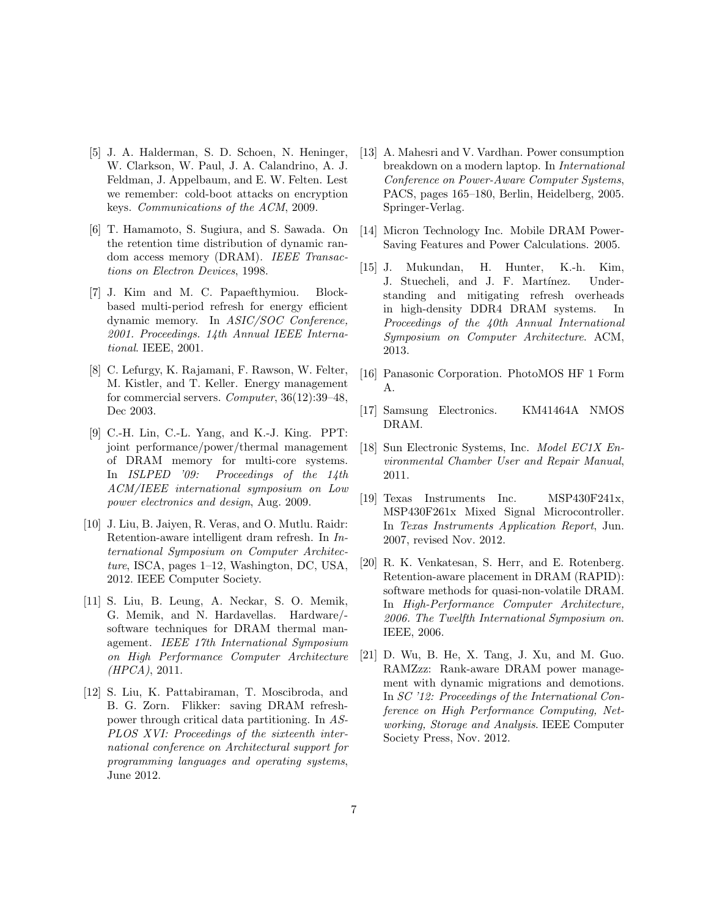[5] J. A. Halderman, S. D. Schoen, N. Heninger, W. Clarkson, W. Paul, J. A. Calandrino, A. J. Feldman, J. Appelbaum, and E. W. Felten. Lest we remember: cold-boot attacks on encryption keys. *Communications of the ACM*, 2009.

[6] T. Hamamoto, S. Sugiura, and S. Sawada. On the retention time distribution of dynamic random access memory (DRAM). *IEEE Transactions on Electron Devices*, 1998.

[7] J. Kim and M. C. Papaefthymiou. Block-based multi-period refresh for energy efficient dynamic memory. In *ASIC/SOC Conference, 2001. Proceedings. 14th Annual IEEE International*. IEEE, 2001.

[8] C. Lefurgy, K. Rajamani, F. Rawson, W. Felter, M. Kistler, and T. Keller. Energy management for commercial servers. *Computer*, 36(12):39–48, Dec 2003.

[9] C.-H. Lin, C.-L. Yang, and K.-J. King. PPT: joint performance/power/thermal management of DRAM memory for multi-core systems. In *ISLPED '09: Proceedings of the 14th ACM/IEEE international symposium on Low power electronics and design*, Aug. 2009.

[10] J. Liu, B. Jaiyen, R. Veras, and O. Mutlu. Raidr: Retention-aware intelligent dram refresh. In *International Symposium on Computer Architecture*, ISCA, pages 1–12, Washington, DC, USA, 2012. IEEE Computer Society.

[11] S. Liu, B. Leung, A. Neckar, S. O. Memik, G. Memik, and N. Hardavellas. Hardware/-software techniques for DRAM thermal management. *IEEE 17th International Symposium on High Performance Computer Architecture (HPCA)*, 2011.

[12] S. Liu, K. Pattabiraman, T. Moscibroda, and B. G. Zorn. Flikker: saving DRAM refresh-power through critical data partitioning. In *ASPLOS XVI: Proceedings of the sixteenth international conference on Architectural support for programming languages and operating systems*, June 2012.

[13] A. Mahesri and V. Vardhan. Power consumption breakdown on a modern laptop. In *International Conference on Power-Aware Computer Systems*, PACS, pages 165–180, Berlin, Heidelberg, 2005. Springer-Verlag.

[14] Micron Technology Inc. Mobile DRAM Power-Saving Features and Power Calculations. 2005.

[15] J. Mukundan, H. Hunter, K.-h. Kim, J. Stuecheli, and J. F. Martínez. Understanding and mitigating refresh overheads in high-density DDR4 DRAM systems. In *Proceedings of the 40th Annual International Symposium on Computer Architecture*. ACM, 2013.

[16] Panasonic Corporation. PhotoMOS HF 1 Form A.

[17] Samsung Electronics. KM41464A NMOS DRAM.

[18] Sun Electronic Systems, Inc. *Model EC1X Environmental Chamber User and Repair Manual*, 2011.

[19] Texas Instruments Inc. MSP430F241x, MSP430F261x Mixed Signal Microcontroller. In *Texas Instruments Application Report*, Jun. 2007, revised Nov. 2012.

[20] R. K. Venkatesan, S. Herr, and E. Rotenberg. Retention-aware placement in DRAM (RAPID): software methods for quasi-non-volatile DRAM. In *High-Performance Computer Architecture, 2006. The Twelfth International Symposium on*. IEEE, 2006.

[21] D. Wu, B. He, X. Tang, J. Xu, and M. Guo. RAMZzz: Rank-aware DRAM power management with dynamic migrations and demotions. In *SC '12: Proceedings of the International Conference on High Performance Computing, Networking, Storage and Analysis*. IEEE Computer Society Press, Nov. 2012.